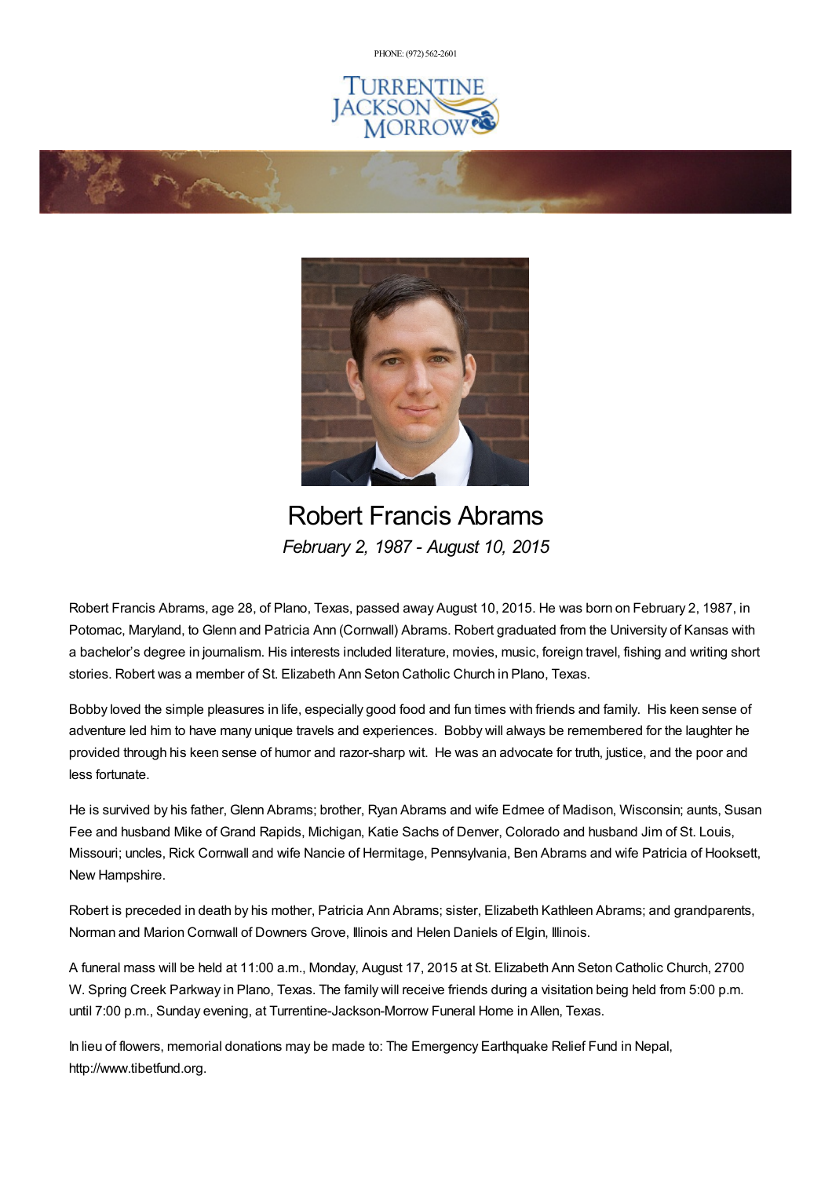PHONE: (972) 562-2601

# Robert Francis Abrams

*February 2, 1987 - August 10, 2015*

Robert Francis Abrams, age 28, of Plano, Texas, passed away August 10, 2015. He was born on February 2, 1987, in Potomac, Maryland, to Glenn and Patricia Ann (Cornwall) Abrams. Robert graduated from the University of Kansas with a bachelor's degree in journalism. His interests included literature, movies, music, foreign travel, fishing and writing short stories. Robert was a member of St. Elizabeth Ann Seton Catholic Church in Plano, Texas.

Bobby loved the simple pleasures in life, especially good food and fun times with friends and family. His keen sense of adventure led him to have many unique travels and experiences. Bobby will always be remembered for the laughter he provided through his keen sense of humor and razor-sharp wit. He was an advocate for truth, justice, and the poor and less fortunate.

He is survived by his father, Glenn Abrams; brother, Ryan Abrams and wife Edmee of Madison, Wisconsin; aunts, Susan Fee and husband Mike of Grand Rapids, Michigan, Katie Sachs of Denver, Colorado and husband Jim of St. Louis, Missouri; uncles, Rick Cornwall and wife Nancie of Hermitage, Pennsylvania, Ben Abrams and wife Patricia of Hooksett, New Hampshire.

Robert is preceded in death by his mother, Patricia Ann Abrams; sister, Elizabeth Kathleen Abrams; and grandparents, Norman and Marion Cornwall of Downers Grove, Illinois and Helen Daniels of Elgin, Illinois.

A funeral mass will be held at 11:00 a.m., Monday, August 17, 2015 at St. Elizabeth Ann Seton Catholic Church, 2700 W. Spring Creek Parkway in Plano, Texas. The family will receive friends during a visitation being held from 5:00 p.m. until 7:00 p.m., Sunday evening, at Turrentine-Jackson-Morrow Funeral Home in Allen, Texas.

In lieu of flowers, memorial donations may be made to: The Emergency Earthquake Relief Fund in Nepal, http://www.tibetfund.org.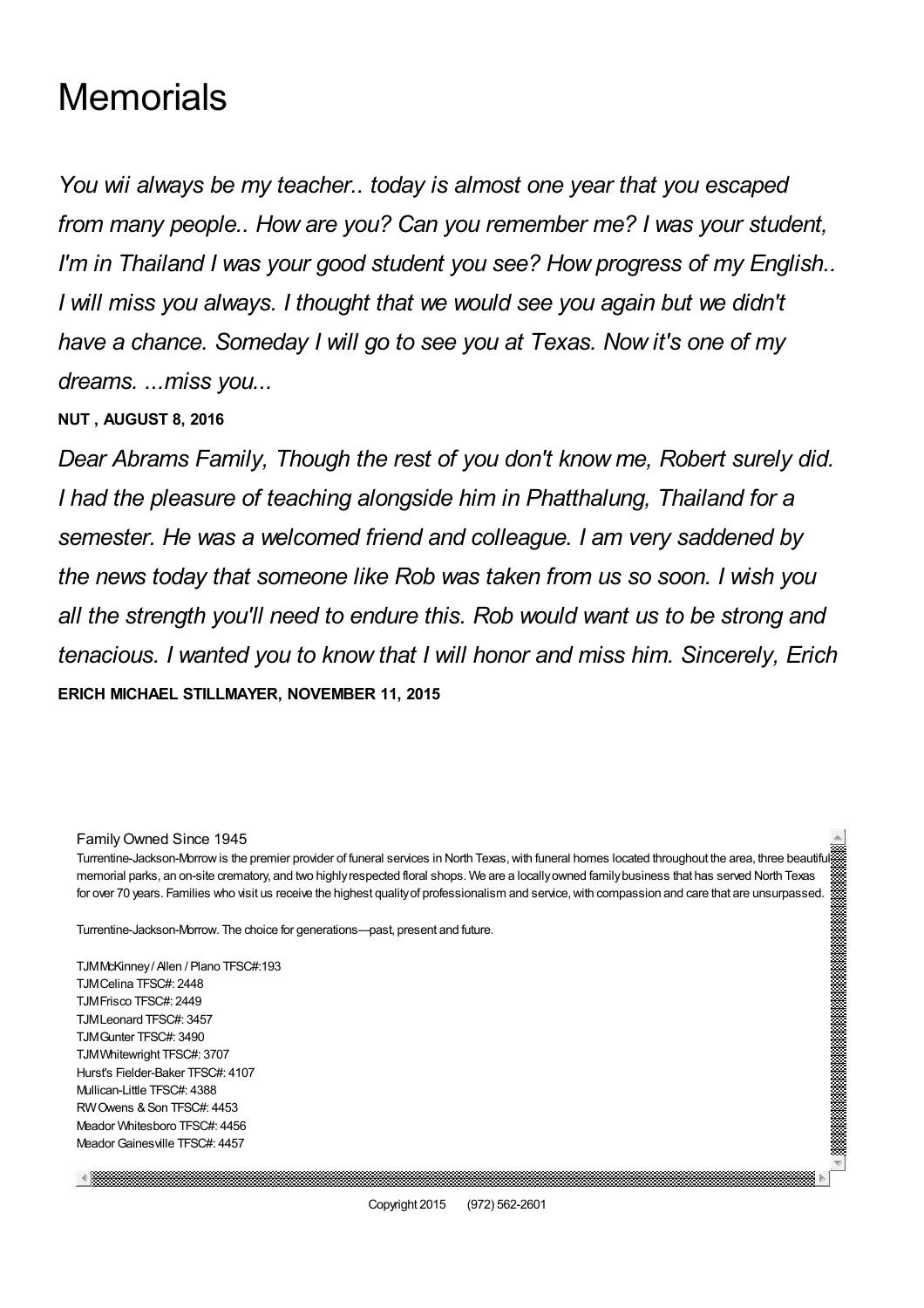# Memorials

*You wii always be my teacher.. today is almost one year that you escaped from many people.. How are you? Can you remember me? I was your student, I'm in Thailand I was your good student you see? How progress of my English.. I will miss you always. I thought that we would see you again but we didn't have a chance. Someday I will go to see you at Texas. Now it's one of my dreams. ...miss you...*

**NUT , AUGUST 8, 2016**

*Dear Abrams Family, Though the rest of you don't know me, Robert surely did. I had the pleasure of teaching alongside him in Phatthalung, Thailand for a semester. He was a welcomed friend and colleague. I am very saddened by the news today that someone like Rob was taken from us so soon. I wish you all the strength you'll need to endure this. Rob would want us to be strong and tenacious. I wanted you to know that I will honor and miss him. Sincerely, Erich*

**ERICH MICHAEL STILLMAYER, NOVEMBER 11, 2015**

Family Owned Since 1945

Turrentine-Jackson-Morrow is the premier provider of funeral services in North Texas, with funeral homes located throughout the area, three beautiful memorial parks, an on-site crematory, and two highly respected floral shops. We are a locally owned family business that has served North Texas for over 70 years. Families who visit us receive the highest quality of professionalism and service, with compassion and care that are unsurpassed.

Turrentine-Jackson-Morrow. The choice for generations—past, present and future.

TJM McKinney / Allen / Plano TFSC#:193
TJM Celina TFSC#: 2448
TJM Frisco TFSC#: 2449
TJM Leonard TFSC#: 3457
TJM Gunter TFSC#: 3490
TJM Whitewright TFSC#: 3707
Hurst's Fielder-Baker TFSC#: 4107
Mullican-Little TFSC#: 4388
RW Owens & Son TFSC#: 4453
Meador Whitesboro TFSC#: 4456
Meador Gainesville TFSC#: 4457

Copyright 2015 (972) 562-2601